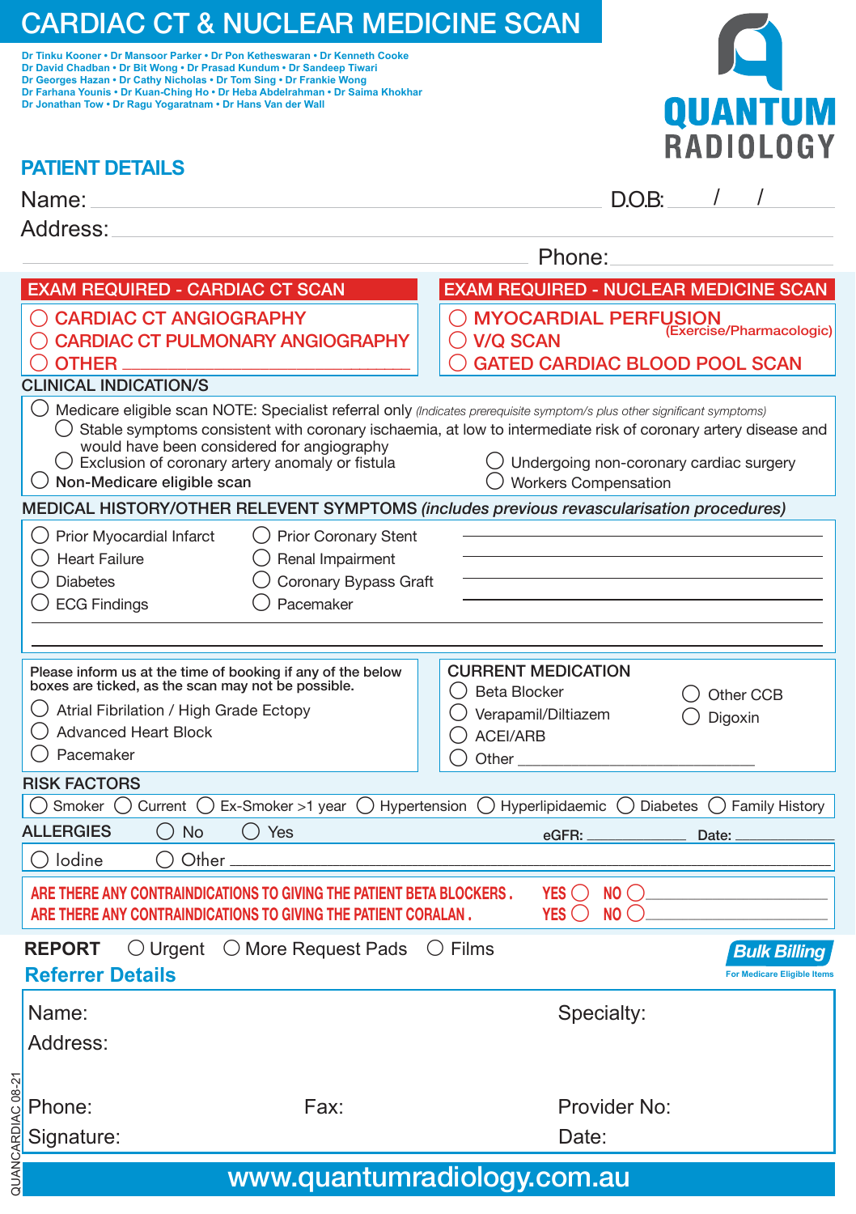# CARDIAC CT & NUCLEAR MEDICINE SCAN

Dr Tinku Kooner • Dr Mansoor Parker • Dr Pon Ketheswaran • Dr Kenneth Cooke
Dr David Chadban • Dr Bit Wong • Dr Prasad Kundum • Dr Sandeep Tiwari
Dr Georges Hazan • Dr Cathy Nicholas • Dr Tom Sing • Dr Frankie Wong
Dr Farhana Younis • Dr Kuan-Ching Ho • Dr Heba Abdelrahman • Dr Saima Khokhar
Dr Jonathan Tow • Dr Ragu Yogaratnam • Dr Hans Van der Wall

**QUANTUM RADIOLOGY**

## PATIENT DETAILS

Name: ______________________ D.O.B: ___ / ___ / ___

Address: ______________________

Phone: ______________________

## EXAM REQUIRED - CARDIAC CT SCAN

- ◯ CARDIAC CT ANGIOGRAPHY
- ◯ CARDIAC CT PULMONARY ANGIOGRAPHY
- ◯ OTHER ______________________

## EXAM REQUIRED - NUCLEAR MEDICINE SCAN

- ◯ MYOCARDIAL PERFUSION (Exercise/Pharmacologic)
- ◯ V/Q SCAN
- ◯ GATED CARDIAC BLOOD POOL SCAN

## CLINICAL INDICATION/S

- ◯ Medicare eligible scan NOTE: Specialist referral only *(Indicates prerequisite symptom/s plus other significant symptoms)*
  - ◯ Stable symptoms consistent with coronary ischaemia, at low to intermediate risk of coronary artery disease and would have been considered for angiography
  - ◯ Exclusion of coronary artery anomaly or fistula
  - ◯ Undergoing non-coronary cardiac surgery
- ◯ Non-Medicare eligible scan
- ◯ Workers Compensation

## MEDICAL HISTORY/OTHER RELEVENT SYMPTOMS *(includes previous revascularisation procedures)*

- ◯ Prior Myocardial Infarct
- ◯ Heart Failure
- ◯ Diabetes
- ◯ ECG Findings
- ◯ Prior Coronary Stent
- ◯ Renal Impairment
- ◯ Coronary Bypass Graft
- ◯ Pacemaker

______________________

Please inform us at the time of booking if any of the below boxes are ticked, as the scan may not be possible.

- ◯ Atrial Fibrilation / High Grade Ectopy
- ◯ Advanced Heart Block
- ◯ Pacemaker

## CURRENT MEDICATION

- ◯ Beta Blocker
- ◯ Verapamil/Diltiazem
- ◯ ACEI/ARB
- ◯ Other ______________________
- ◯ Other CCB
- ◯ Digoxin

## RISK FACTORS

◯ Smoker ◯ Current ◯ Ex-Smoker >1 year ◯ Hypertension ◯ Hyperlipidaemic ◯ Diabetes ◯ Family History

## ALLERGIES

◯ No ◯ Yes     eGFR: __________ Date: __________

◯ Iodine ◯ Other ______________________

**ARE THERE ANY CONTRAINDICATIONS TO GIVING THE PATIENT BETA BLOCKERS.** YES ◯ NO ◯ ______________________

**ARE THERE ANY CONTRAINDICATIONS TO GIVING THE PATIENT CORALAN.** YES ◯ NO ◯ ______________________

**REPORT** ◯ Urgent ◯ More Request Pads ◯ Films

**Bulk Billing** For Medicare Eligible Items

## Referrer Details

Name: Specialty:

Address:

Phone: Fax: Provider No:

Signature: Date:

QUANCARDIAC 08-21

www.quantumradiology.com.au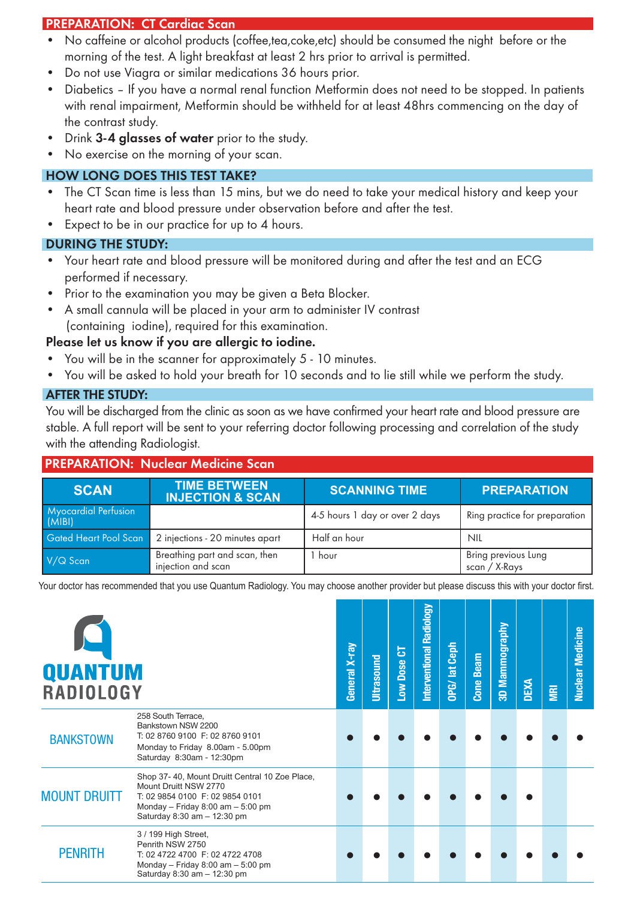## PREPARATION: CT Cardiac Scan

- No caffeine or alcohol products (coffee,tea,coke,etc) should be consumed the night before or the morning of the test. A light breakfast at least 2 hrs prior to arrival is permitted.
- Do not use Viagra or similar medications 36 hours prior.
- Diabetics – If you have a normal renal function Metformin does not need to be stopped. In patients with renal impairment, Metformin should be withheld for at least 48hrs commencing on the day of the contrast study.
- Drink **3-4 glasses of water** prior to the study.
- No exercise on the morning of your scan.

## HOW LONG DOES THIS TEST TAKE?

- The CT Scan time is less than 15 mins, but we do need to take your medical history and keep your heart rate and blood pressure under observation before and after the test.
- Expect to be in our practice for up to 4 hours.

## DURING THE STUDY:

- Your heart rate and blood pressure will be monitored during and after the test and an ECG performed if necessary.
- Prior to the examination you may be given a Beta Blocker.
- A small cannula will be placed in your arm to administer IV contrast (containing iodine), required for this examination.

**Please let us know if you are allergic to iodine.**

- You will be in the scanner for approximately 5 - 10 minutes.
- You will be asked to hold your breath for 10 seconds and to lie still while we perform the study.

## AFTER THE STUDY:

You will be discharged from the clinic as soon as we have confirmed your heart rate and blood pressure are stable. A full report will be sent to your referring doctor following processing and correlation of the study with the attending Radiologist.

## PREPARATION: Nuclear Medicine Scan

| SCAN | TIME BETWEEN INJECTION & SCAN | SCANNING TIME | PREPARATION |
|---|---|---|---|
| Myocardial Perfusion (MIBI) | | 4-5 hours 1 day or over 2 days | Ring practice for preparation |
| Gated Heart Pool Scan | 2 injections - 20 minutes apart | Half an hour | NIL |
| V/Q Scan | Breathing part and scan, then injection and scan | 1 hour | Bring previous Lung scan / X-Rays |

Your doctor has recommended that you use Quantum Radiology. You may choose another provider but please discuss this with your doctor first.

**QUANTUM RADIOLOGY**

| | | General X-ray | Ultrasound | Low Dose CT | Interventional Radiology | OPG/ lat Ceph | Cone Beam | 3D Mammography | DEXA | MRI | Nuclear Medicine |
|---|---|---|---|---|---|---|---|---|---|---|---|
| BANKSTOWN | 258 South Terrace, Bankstown NSW 2200<br>T: 02 8760 9100 F: 02 8760 9101<br>Monday to Friday 8.00am - 5.00pm<br>Saturday 8:30am - 12:30pm | ● | ● | ● | ● | ● | ● | ● | ● | ● | ● |
| MOUNT DRUITT | Shop 37- 40, Mount Druitt Central 10 Zoe Place, Mount Druitt NSW 2770<br>T: 02 9854 0100 F: 02 9854 0101<br>Monday – Friday 8:00 am – 5:00 pm<br>Saturday 8:30 am – 12:30 pm | ● | ● | ● | ● | ● | ● | ● | ● | | |
| PENRITH | 3 / 199 High Street, Penrith NSW 2750<br>T: 02 4722 4700 F: 02 4722 4708<br>Monday – Friday 8:00 am – 5:00 pm<br>Saturday 8:30 am – 12:30 pm | ● | ● | ● | ● | ● | ● | ● | ● | ● | ● |